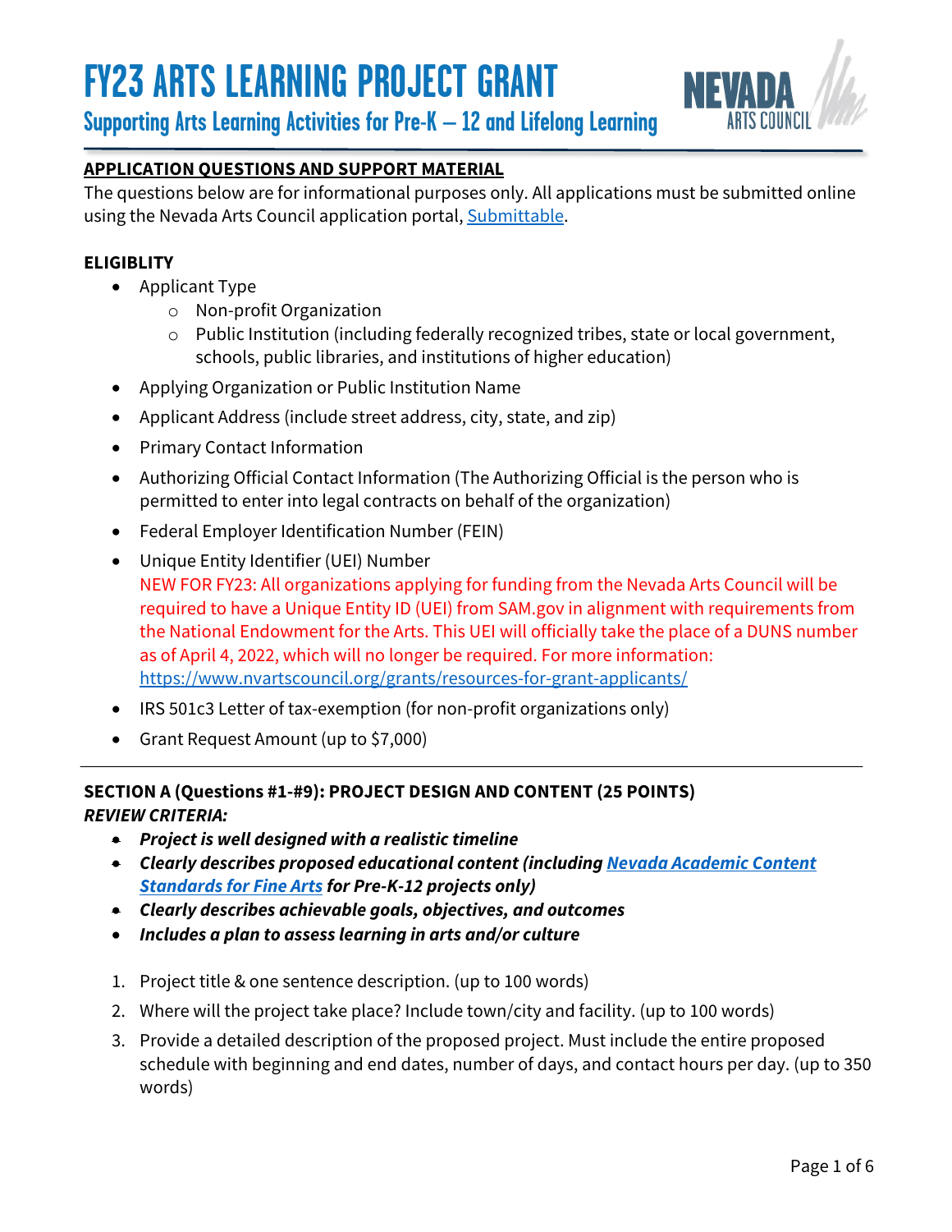# FY23 ARTS LEARNING PROJECT GRANT

## Supporting Arts Learning Activities for Pre-K – 12 and Lifelong Learning

NEVADA ARTS COUNCIL

**APPLICATION QUESTIONS AND SUPPORT MATERIAL**

The questions below are for informational purposes only. All applications must be submitted online using the Nevada Arts Council application portal, [Submittable](Submittable).

**ELIGIBLITY**

- Applicant Type
  - Non-profit Organization
  - Public Institution (including federally recognized tribes, state or local government, schools, public libraries, and institutions of higher education)
- Applying Organization or Public Institution Name
- Applicant Address (include street address, city, state, and zip)
- Primary Contact Information
- Authorizing Official Contact Information (The Authorizing Official is the person who is permitted to enter into legal contracts on behalf of the organization)
- Federal Employer Identification Number (FEIN)
- Unique Entity Identifier (UEI) Number
  NEW FOR FY23: All organizations applying for funding from the Nevada Arts Council will be required to have a Unique Entity ID (UEI) from SAM.gov in alignment with requirements from the National Endowment for the Arts. This UEI will officially take the place of a DUNS number as of April 4, 2022, which will no longer be required. For more information: https://www.nvartscouncil.org/grants/resources-for-grant-applicants/
- IRS 501c3 Letter of tax-exemption (for non-profit organizations only)
- Grant Request Amount (up to $7,000)

---

**SECTION A (Questions #1-#9): PROJECT DESIGN AND CONTENT (25 POINTS)**

***REVIEW CRITERIA:***

- ***Project is well designed with a realistic timeline***
- ***Clearly describes proposed educational content (including Nevada Academic Content Standards for Fine Arts for Pre-K-12 projects only)***
- ***Clearly describes achievable goals, objectives, and outcomes***
- ***Includes a plan to assess learning in arts and/or culture***

1. Project title & one sentence description. (up to 100 words)
2. Where will the project take place? Include town/city and facility. (up to 100 words)
3. Provide a detailed description of the proposed project. Must include the entire proposed schedule with beginning and end dates, number of days, and contact hours per day. (up to 350 words)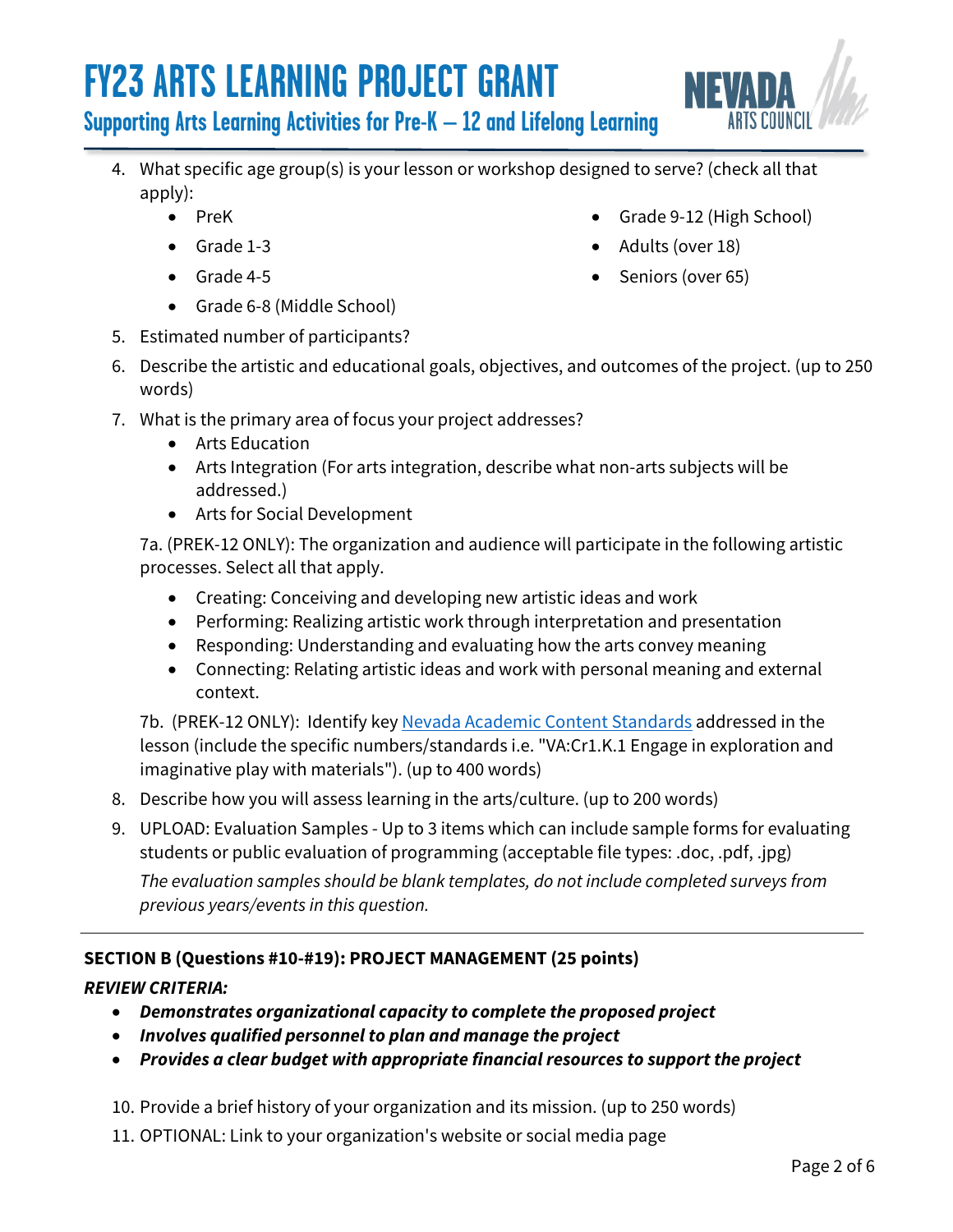4. What specific age group(s) is your lesson or workshop designed to serve? (check all that apply):
   - PreK
   - Grade 1-3
   - Grade 4-5
   - Grade 6-8 (Middle School)
   - Grade 9-12 (High School)
   - Adults (over 18)
   - Seniors (over 65)
5. Estimated number of participants?
6. Describe the artistic and educational goals, objectives, and outcomes of the project. (up to 250 words)
7. What is the primary area of focus your project addresses?
   - Arts Education
   - Arts Integration (For arts integration, describe what non-arts subjects will be addressed.)
   - Arts for Social Development

   7a. (PREK-12 ONLY): The organization and audience will participate in the following artistic processes. Select all that apply.

   - Creating: Conceiving and developing new artistic ideas and work
   - Performing: Realizing artistic work through interpretation and presentation
   - Responding: Understanding and evaluating how the arts convey meaning
   - Connecting: Relating artistic ideas and work with personal meaning and external context.

   7b. (PREK-12 ONLY): Identify key Nevada Academic Content Standards addressed in the lesson (include the specific numbers/standards i.e. "VA:Cr1.K.1 Engage in exploration and imaginative play with materials"). (up to 400 words)
8. Describe how you will assess learning in the arts/culture. (up to 200 words)
9. UPLOAD: Evaluation Samples - Up to 3 items which can include sample forms for evaluating students or public evaluation of programming (acceptable file types: .doc, .pdf, .jpg)

   *The evaluation samples should be blank templates, do not include completed surveys from previous years/events in this question.*

---

**SECTION B (Questions #10-#19): PROJECT MANAGEMENT (25 points)**

***REVIEW CRITERIA:***

- ***Demonstrates organizational capacity to complete the proposed project***
- ***Involves qualified personnel to plan and manage the project***
- ***Provides a clear budget with appropriate financial resources to support the project***

10. Provide a brief history of your organization and its mission. (up to 250 words)
11. OPTIONAL: Link to your organization's website or social media page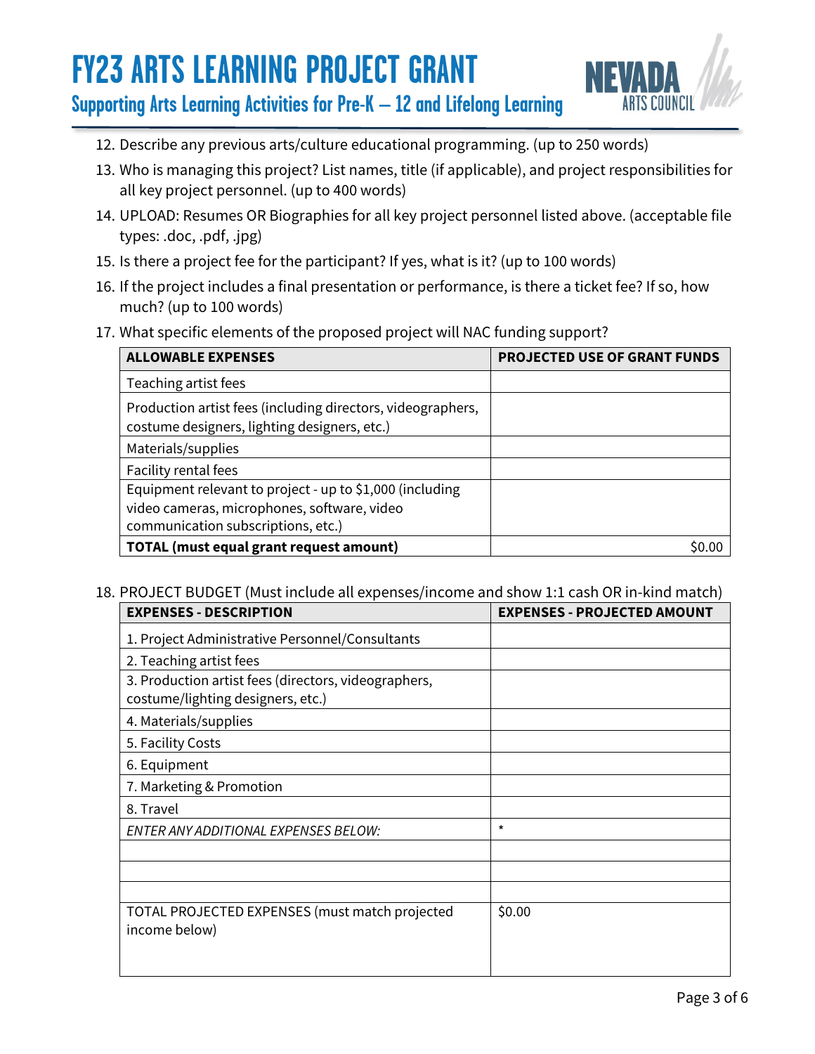12. Describe any previous arts/culture educational programming. (up to 250 words)
13. Who is managing this project? List names, title (if applicable), and project responsibilities for all key project personnel. (up to 400 words)
14. UPLOAD: Resumes OR Biographies for all key project personnel listed above. (acceptable file types: .doc, .pdf, .jpg)
15. Is there a project fee for the participant? If yes, what is it? (up to 100 words)
16. If the project includes a final presentation or performance, is there a ticket fee? If so, how much? (up to 100 words)
17. What specific elements of the proposed project will NAC funding support?

| ALLOWABLE EXPENSES | PROJECTED USE OF GRANT FUNDS |
|---|---|
| Teaching artist fees | |
| Production artist fees (including directors, videographers, costume designers, lighting designers, etc.) | |
| Materials/supplies | |
| Facility rental fees | |
| Equipment relevant to project - up to $1,000 (including video cameras, microphones, software, video communication subscriptions, etc.) | |
| **TOTAL (must equal grant request amount)** | $0.00 |

18. PROJECT BUDGET (Must include all expenses/income and show 1:1 cash OR in-kind match)

| EXPENSES - DESCRIPTION | EXPENSES - PROJECTED AMOUNT |
|---|---|
| 1. Project Administrative Personnel/Consultants | |
| 2. Teaching artist fees | |
| 3. Production artist fees (directors, videographers, costume/lighting designers, etc.) | |
| 4. Materials/supplies | |
| 5. Facility Costs | |
| 6. Equipment | |
| 7. Marketing & Promotion | |
| 8. Travel | |
| *ENTER ANY ADDITIONAL EXPENSES BELOW:* | * |
| | |
| | |
| | |
| TOTAL PROJECTED EXPENSES (must match projected income below) | $0.00 |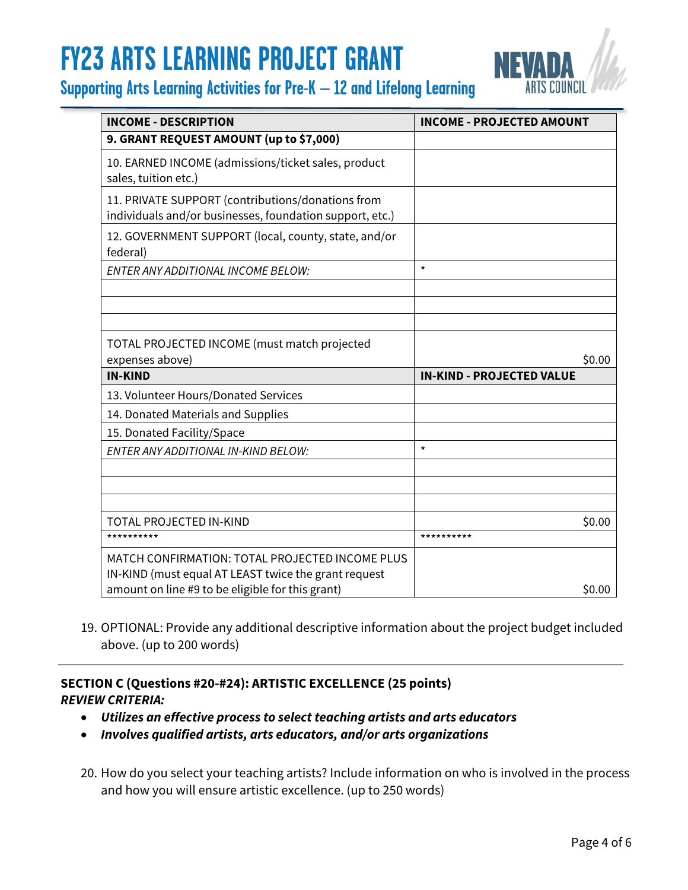| INCOME - DESCRIPTION | INCOME - PROJECTED AMOUNT |
|---|---|
| **9. GRANT REQUEST AMOUNT (up to $7,000)** | |
| 10. EARNED INCOME (admissions/ticket sales, product sales, tuition etc.) | |
| 11. PRIVATE SUPPORT (contributions/donations from individuals and/or businesses, foundation support, etc.) | |
| 12. GOVERNMENT SUPPORT (local, county, state, and/or federal) | |
| *ENTER ANY ADDITIONAL INCOME BELOW:* | * |
| | |
| | |
| | |
| TOTAL PROJECTED INCOME (must match projected expenses above) | $0.00 |
| **IN-KIND** | **IN-KIND - PROJECTED VALUE** |
| 13. Volunteer Hours/Donated Services | |
| 14. Donated Materials and Supplies | |
| 15. Donated Facility/Space | |
| *ENTER ANY ADDITIONAL IN-KIND BELOW:* | * |
| | |
| | |
| | |
| TOTAL PROJECTED IN-KIND | $0.00 |
| ********** | ********** |
| MATCH CONFIRMATION: TOTAL PROJECTED INCOME PLUS IN-KIND (must equal AT LEAST twice the grant request amount on line #9 to be eligible for this grant) | $0.00 |

19. OPTIONAL: Provide any additional descriptive information about the project budget included above. (up to 200 words)

---

**SECTION C (Questions #20-#24): ARTISTIC EXCELLENCE (25 points)**
***REVIEW CRITERIA:***

- ***Utilizes an effective process to select teaching artists and arts educators***
- ***Involves qualified artists, arts educators, and/or arts organizations***

20. How do you select your teaching artists? Include information on who is involved in the process and how you will ensure artistic excellence. (up to 250 words)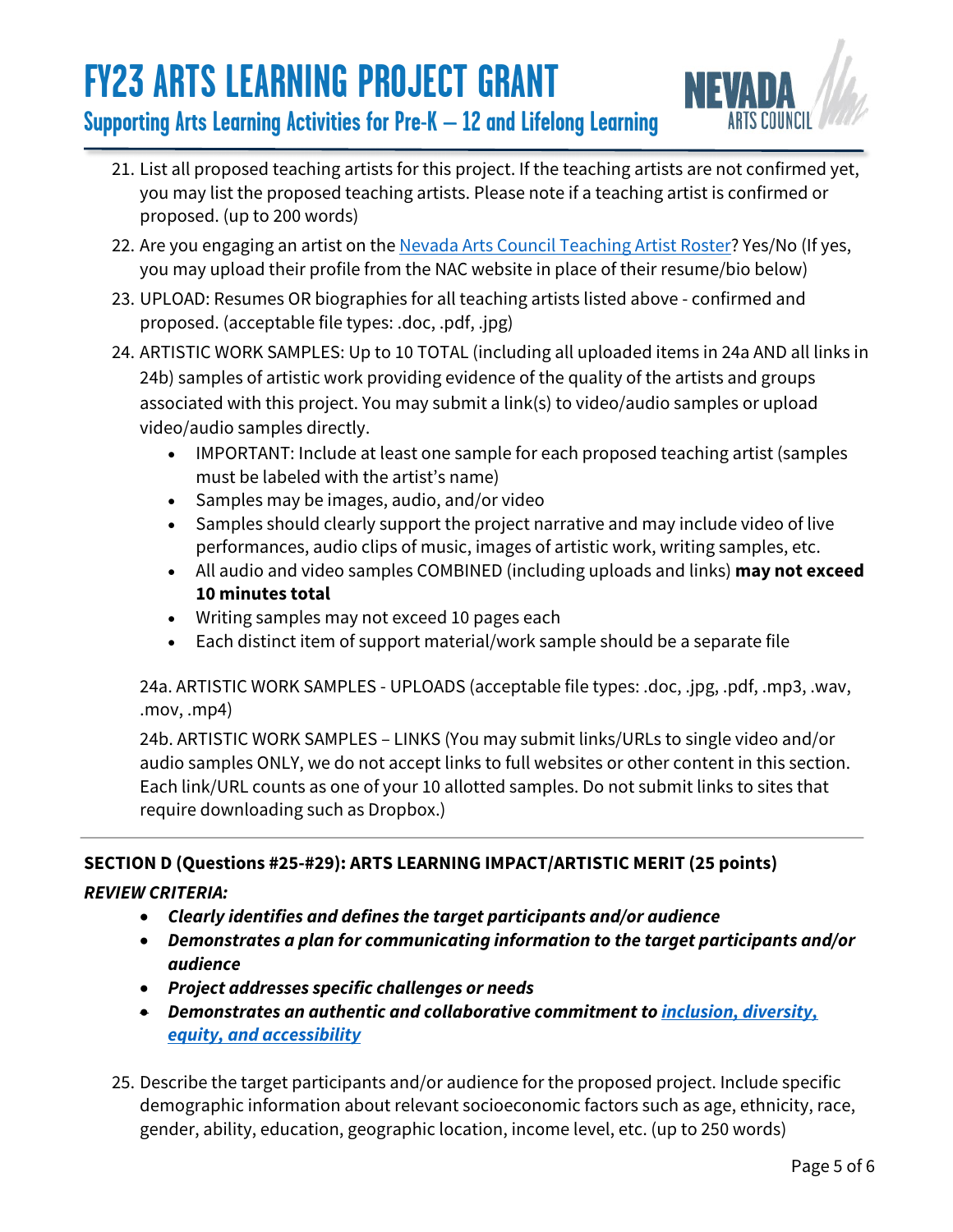21. List all proposed teaching artists for this project. If the teaching artists are not confirmed yet, you may list the proposed teaching artists. Please note if a teaching artist is confirmed or proposed. (up to 200 words)
22. Are you engaging an artist on the [Nevada Arts Council Teaching Artist Roster]? Yes/No (If yes, you may upload their profile from the NAC website in place of their resume/bio below)
23. UPLOAD: Resumes OR biographies for all teaching artists listed above - confirmed and proposed. (acceptable file types: .doc, .pdf, .jpg)
24. ARTISTIC WORK SAMPLES: Up to 10 TOTAL (including all uploaded items in 24a AND all links in 24b) samples of artistic work providing evidence of the quality of the artists and groups associated with this project. You may submit a link(s) to video/audio samples or upload video/audio samples directly.
    - IMPORTANT: Include at least one sample for each proposed teaching artist (samples must be labeled with the artist's name)
    - Samples may be images, audio, and/or video
    - Samples should clearly support the project narrative and may include video of live performances, audio clips of music, images of artistic work, writing samples, etc.
    - All audio and video samples COMBINED (including uploads and links) **may not exceed 10 minutes total**
    - Writing samples may not exceed 10 pages each
    - Each distinct item of support material/work sample should be a separate file

    24a. ARTISTIC WORK SAMPLES - UPLOADS (acceptable file types: .doc, .jpg, .pdf, .mp3, .wav, .mov, .mp4)

    24b. ARTISTIC WORK SAMPLES – LINKS (You may submit links/URLs to single video and/or audio samples ONLY, we do not accept links to full websites or other content in this section. Each link/URL counts as one of your 10 allotted samples. Do not submit links to sites that require downloading such as Dropbox.)

---

**SECTION D (Questions #25-#29): ARTS LEARNING IMPACT/ARTISTIC MERIT (25 points)**

***REVIEW CRITERIA:***

- ***Clearly identifies and defines the target participants and/or audience***
- ***Demonstrates a plan for communicating information to the target participants and/or audience***
- ***Project addresses specific challenges or needs***
- ***Demonstrates an authentic and collaborative commitment to [inclusion, diversity, equity, and accessibility]***

25. Describe the target participants and/or audience for the proposed project. Include specific demographic information about relevant socioeconomic factors such as age, ethnicity, race, gender, ability, education, geographic location, income level, etc. (up to 250 words)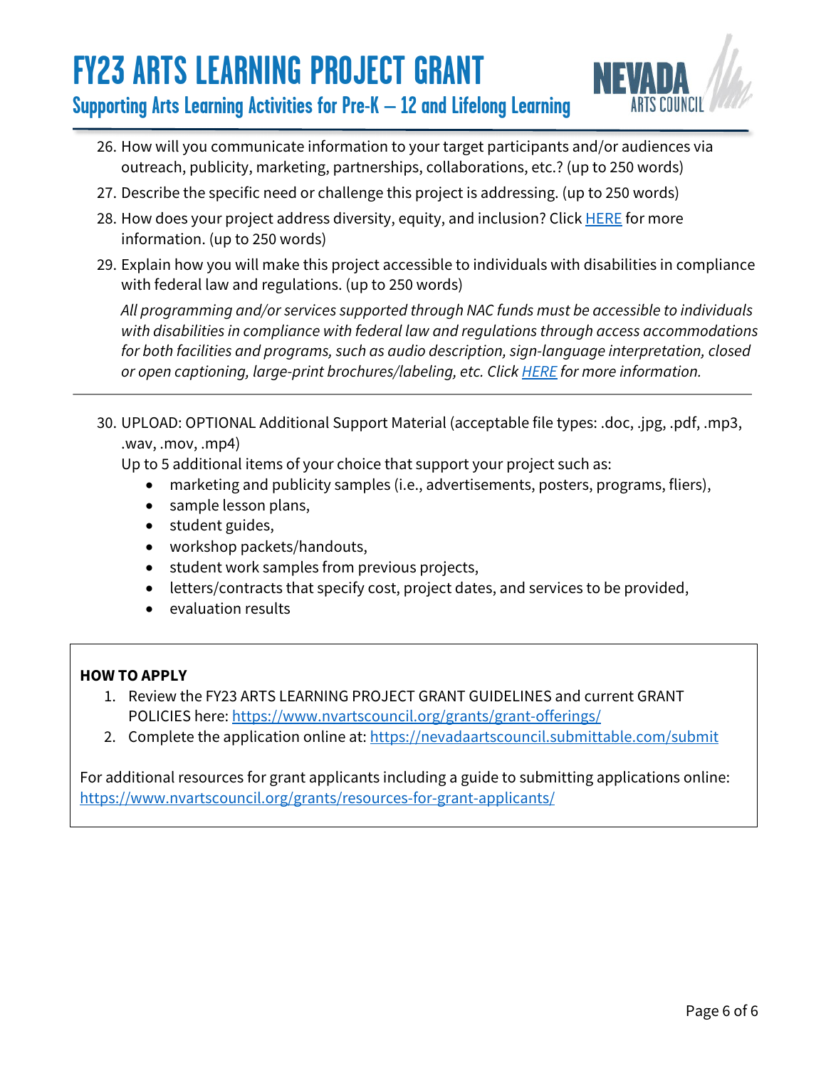26. How will you communicate information to your target participants and/or audiences via outreach, publicity, marketing, partnerships, collaborations, etc.? (up to 250 words)
27. Describe the specific need or challenge this project is addressing. (up to 250 words)
28. How does your project address diversity, equity, and inclusion? Click [HERE]() for more information. (up to 250 words)
29. Explain how you will make this project accessible to individuals with disabilities in compliance with federal law and regulations. (up to 250 words)

    *All programming and/or services supported through NAC funds must be accessible to individuals with disabilities in compliance with federal law and regulations through access accommodations for both facilities and programs, such as audio description, sign-language interpretation, closed or open captioning, large-print brochures/labeling, etc. Click [HERE]() for more information.*

---

30. UPLOAD: OPTIONAL Additional Support Material (acceptable file types: .doc, .jpg, .pdf, .mp3, .wav, .mov, .mp4)

    Up to 5 additional items of your choice that support your project such as:
    - marketing and publicity samples (i.e., advertisements, posters, programs, fliers),
    - sample lesson plans,
    - student guides,
    - workshop packets/handouts,
    - student work samples from previous projects,
    - letters/contracts that specify cost, project dates, and services to be provided,
    - evaluation results

**HOW TO APPLY**

1. Review the FY23 ARTS LEARNING PROJECT GRANT GUIDELINES and current GRANT POLICIES here: https://www.nvartscouncil.org/grants/grant-offerings/
2. Complete the application online at: https://nevadaartscouncil.submittable.com/submit

For additional resources for grant applicants including a guide to submitting applications online: https://www.nvartscouncil.org/grants/resources-for-grant-applicants/